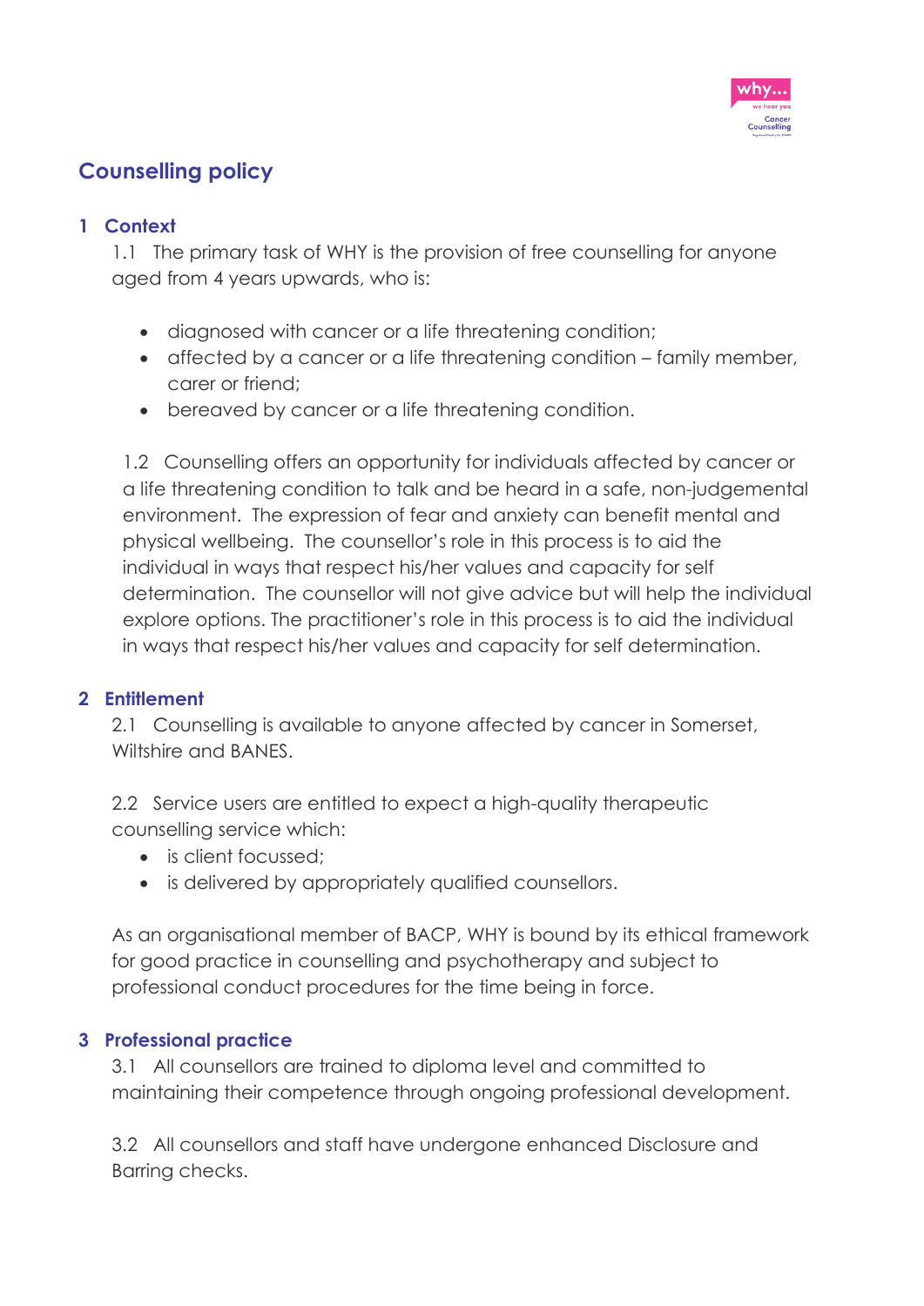# Counselling policy

## 1 Context

1.1 The primary task of WHY is the provision of free counselling for anyone aged from 4 years upwards, who is:

- diagnosed with cancer or a life threatening condition;
- affected by a cancer or a life threatening condition – family member, carer or friend;
- bereaved by cancer or a life threatening condition.

1.2 Counselling offers an opportunity for individuals affected by cancer or a life threatening condition to talk and be heard in a safe, non-judgemental environment. The expression of fear and anxiety can benefit mental and physical wellbeing. The counsellor's role in this process is to aid the individual in ways that respect his/her values and capacity for self determination. The counsellor will not give advice but will help the individual explore options. The practitioner's role in this process is to aid the individual in ways that respect his/her values and capacity for self determination.

## 2 Entitlement

2.1 Counselling is available to anyone affected by cancer in Somerset, Wiltshire and BANES.

2.2 Service users are entitled to expect a high-quality therapeutic counselling service which:

- is client focussed;
- is delivered by appropriately qualified counsellors.

As an organisational member of BACP, WHY is bound by its ethical framework for good practice in counselling and psychotherapy and subject to professional conduct procedures for the time being in force.

## 3 Professional practice

3.1 All counsellors are trained to diploma level and committed to maintaining their competence through ongoing professional development.

3.2 All counsellors and staff have undergone enhanced Disclosure and Barring checks.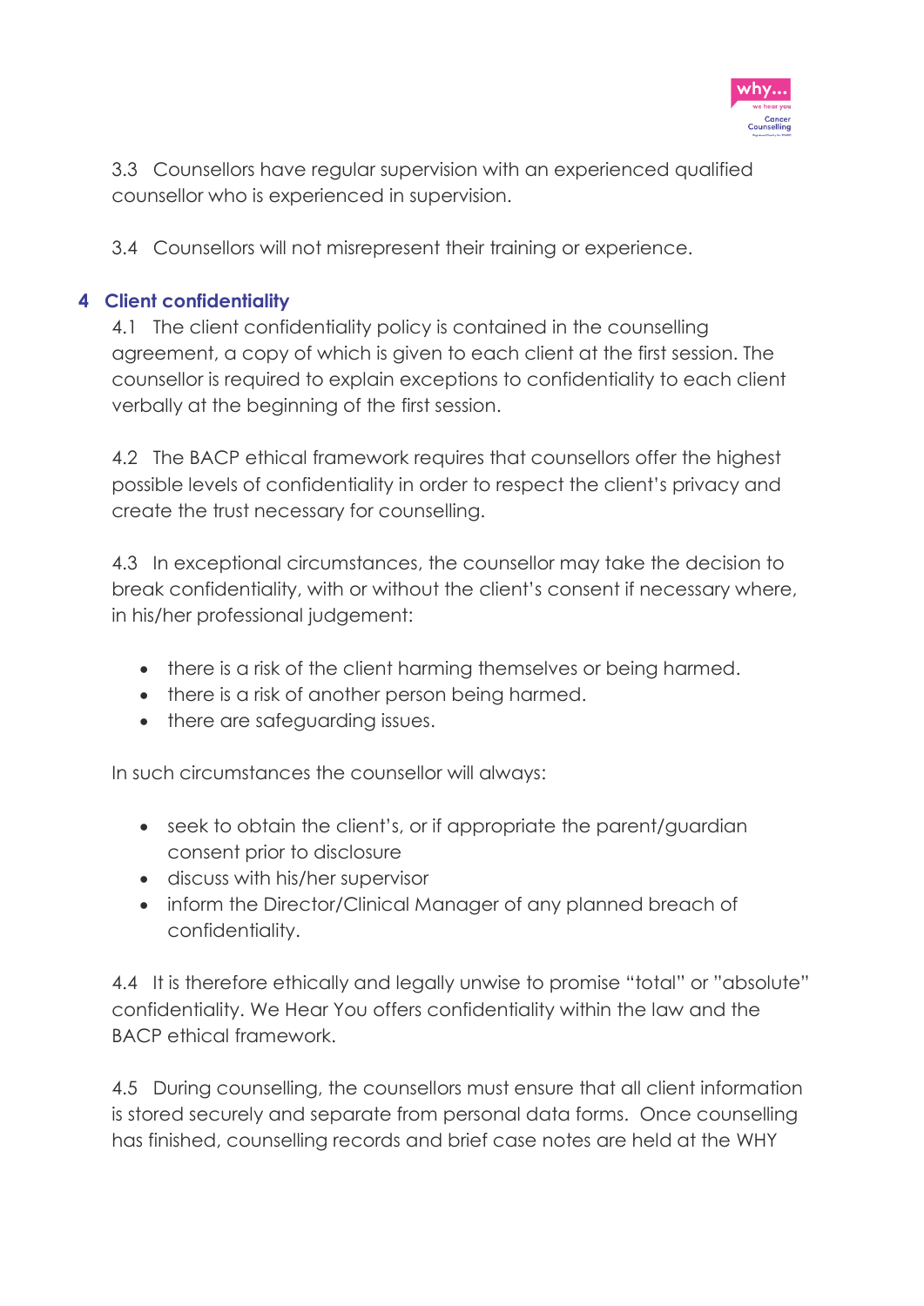3.3 Counsellors have regular supervision with an experienced qualified counsellor who is experienced in supervision.

3.4 Counsellors will not misrepresent their training or experience.

## 4 Client confidentiality

4.1 The client confidentiality policy is contained in the counselling agreement, a copy of which is given to each client at the first session. The counsellor is required to explain exceptions to confidentiality to each client verbally at the beginning of the first session.

4.2 The BACP ethical framework requires that counsellors offer the highest possible levels of confidentiality in order to respect the client's privacy and create the trust necessary for counselling.

4.3 In exceptional circumstances, the counsellor may take the decision to break confidentiality, with or without the client's consent if necessary where, in his/her professional judgement:

- there is a risk of the client harming themselves or being harmed.
- there is a risk of another person being harmed.
- there are safeguarding issues.

In such circumstances the counsellor will always:

- seek to obtain the client's, or if appropriate the parent/guardian consent prior to disclosure
- discuss with his/her supervisor
- inform the Director/Clinical Manager of any planned breach of confidentiality.

4.4 It is therefore ethically and legally unwise to promise "total" or "absolute" confidentiality. We Hear You offers confidentiality within the law and the BACP ethical framework.

4.5 During counselling, the counsellors must ensure that all client information is stored securely and separate from personal data forms. Once counselling has finished, counselling records and brief case notes are held at the WHY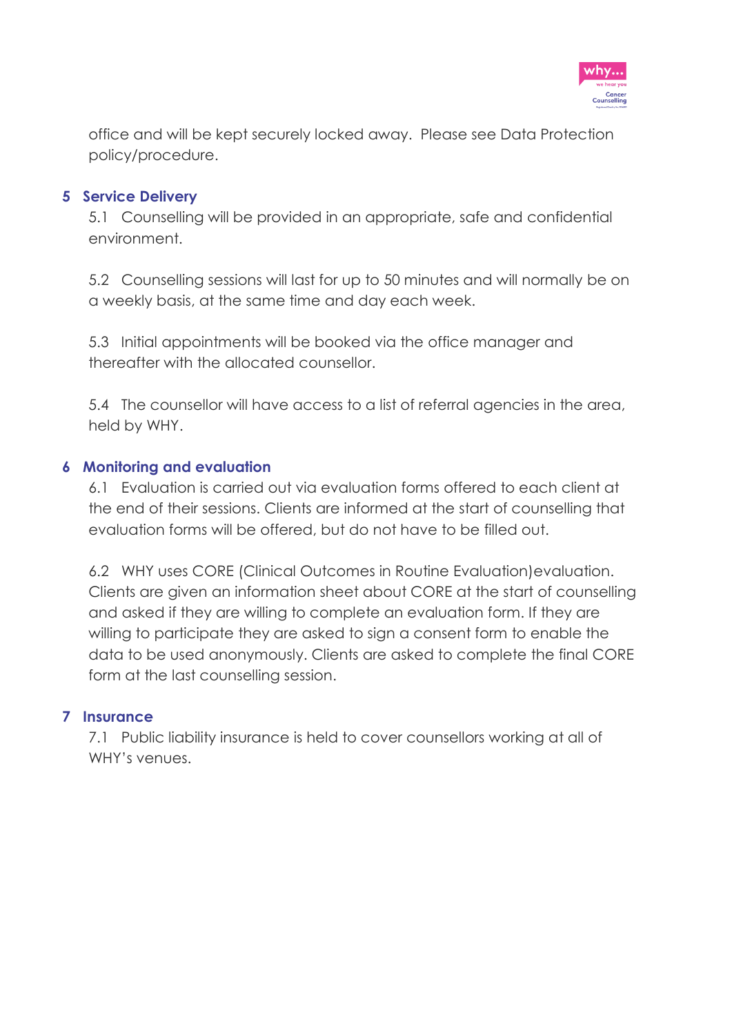office and will be kept securely locked away.  Please see Data Protection policy/procedure.

## 5 Service Delivery

5.1 Counselling will be provided in an appropriate, safe and confidential environment.

5.2 Counselling sessions will last for up to 50 minutes and will normally be on a weekly basis, at the same time and day each week.

5.3 Initial appointments will be booked via the office manager and thereafter with the allocated counsellor.

5.4 The counsellor will have access to a list of referral agencies in the area, held by WHY.

## 6 Monitoring and evaluation

6.1 Evaluation is carried out via evaluation forms offered to each client at the end of their sessions. Clients are informed at the start of counselling that evaluation forms will be offered, but do not have to be filled out.

6.2 WHY uses CORE (Clinical Outcomes in Routine Evaluation)evaluation. Clients are given an information sheet about CORE at the start of counselling and asked if they are willing to complete an evaluation form. If they are willing to participate they are asked to sign a consent form to enable the data to be used anonymously. Clients are asked to complete the final CORE form at the last counselling session.

## 7 Insurance

7.1 Public liability insurance is held to cover counsellors working at all of WHY's venues.